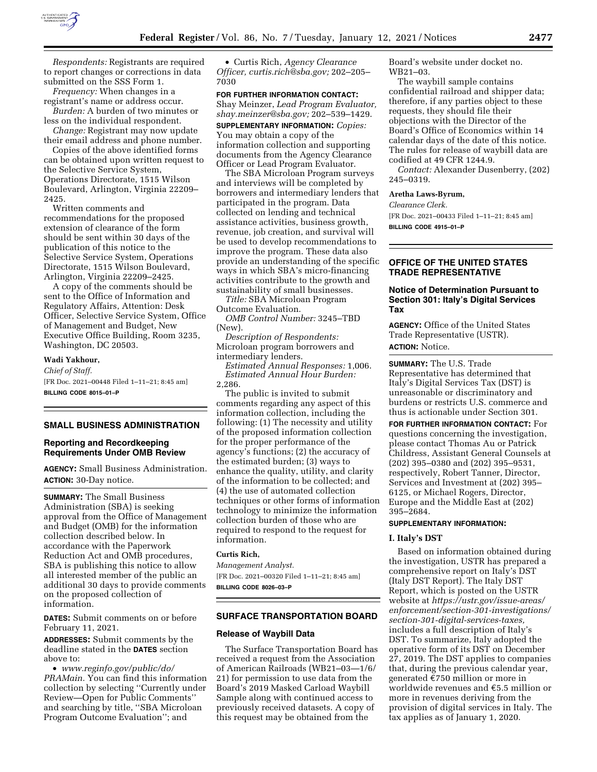*Respondents:* Registrants are required to report changes or corrections in data submitted on the SSS Form 1.

*Frequency:* When changes in a registrant's name or address occur.

*Burden:* A burden of two minutes or less on the individual respondent.

*Change:* Registrant may now update their email address and phone number.

Copies of the above identified forms can be obtained upon written request to the Selective Service System, Operations Directorate, 1515 Wilson Boulevard, Arlington, Virginia 22209–2425.

Written comments and recommendations for the proposed extension of clearance of the form should be sent within 30 days of the publication of this notice to the Selective Service System, Operations Directorate, 1515 Wilson Boulevard, Arlington, Virginia 22209–2425.

A copy of the comments should be sent to the Office of Information and Regulatory Affairs, Attention: Desk Officer, Selective Service System, Office of Management and Budget, New Executive Office Building, Room 3235, Washington, DC 20503.

**Wadi Yakhour,**

*Chief of Staff.*

[FR Doc. 2021–00448 Filed 1–11–21; 8:45 am]

**BILLING CODE 8015–01–P**

## SMALL BUSINESS ADMINISTRATION

### Reporting and Recordkeeping Requirements Under OMB Review

**AGENCY:** Small Business Administration.

**ACTION:** 30-Day notice.

**SUMMARY:** The Small Business Administration (SBA) is seeking approval from the Office of Management and Budget (OMB) for the information collection described below. In accordance with the Paperwork Reduction Act and OMB procedures, SBA is publishing this notice to allow all interested member of the public an additional 30 days to provide comments on the proposed collection of information.

**DATES:** Submit comments on or before February 11, 2021.

**ADDRESSES:** Submit comments by the deadline stated in the **DATES** section above to:

- *www.reginfo.gov/public/do/PRAMain.* You can find this information collection by selecting ''Currently under Review—Open for Public Comments'' and searching by title, ''SBA Microloan Program Outcome Evaluation''; and
- Curtis Rich, *Agency Clearance Officer, curtis.rich@sba.gov;* 202–205–7030

**FOR FURTHER INFORMATION CONTACT:** Shay Meinzer, *Lead Program Evaluator, shay.meinzer@sba.gov;* 202–539–1429.

**SUPPLEMENTARY INFORMATION:** *Copies:* You may obtain a copy of the information collection and supporting documents from the Agency Clearance Officer or Lead Program Evaluator.

The SBA Microloan Program surveys and interviews will be completed by borrowers and intermediary lenders that participated in the program. Data collected on lending and technical assistance activities, business growth, revenue, job creation, and survival will be used to develop recommendations to improve the program. These data also provide an understanding of the specific ways in which SBA's micro-financing activities contribute to the growth and sustainability of small businesses.

*Title:* SBA Microloan Program Outcome Evaluation.

*OMB Control Number:* 3245–TBD (New).

*Description of Respondents:* Microloan program borrowers and intermediary lenders.

*Estimated Annual Responses:* 1,006.

*Estimated Annual Hour Burden:* 2,286.

The public is invited to submit comments regarding any aspect of this information collection, including the following: (1) The necessity and utility of the proposed information collection for the proper performance of the agency's functions; (2) the accuracy of the estimated burden; (3) ways to enhance the quality, utility, and clarity of the information to be collected; and (4) the use of automated collection techniques or other forms of information technology to minimize the information collection burden of those who are required to respond to the request for information.

**Curtis Rich,**

*Management Analyst.*

[FR Doc. 2021–00320 Filed 1–11–21; 8:45 am]

**BILLING CODE 8026–03–P**

## SURFACE TRANSPORTATION BOARD

### Release of Waybill Data

The Surface Transportation Board has received a request from the Association of American Railroads (WB21–03—1/6/21) for permission to use data from the Board's 2019 Masked Carload Waybill Sample along with continued access to previously received datasets. A copy of this request may be obtained from the Board's website under docket no. WB21–03.

The waybill sample contains confidential railroad and shipper data; therefore, if any parties object to these requests, they should file their objections with the Director of the Board's Office of Economics within 14 calendar days of the date of this notice. The rules for release of waybill data are codified at 49 CFR 1244.9.

*Contact:* Alexander Dusenberry, (202) 245–0319.

**Aretha Laws-Byrum,**

*Clearance Clerk.*

[FR Doc. 2021–00433 Filed 1–11–21; 8:45 am]

**BILLING CODE 4915–01–P**

## OFFICE OF THE UNITED STATES TRADE REPRESENTATIVE

### Notice of Determination Pursuant to Section 301: Italy's Digital Services Tax

**AGENCY:** Office of the United States Trade Representative (USTR).

**ACTION:** Notice.

**SUMMARY:** The U.S. Trade Representative has determined that Italy's Digital Services Tax (DST) is unreasonable or discriminatory and burdens or restricts U.S. commerce and thus is actionable under Section 301.

**FOR FURTHER INFORMATION CONTACT:** For questions concerning the investigation, please contact Thomas Au or Patrick Childress, Assistant General Counsels at (202) 395–0380 and (202) 395–9531, respectively, Robert Tanner, Director, Services and Investment at (202) 395–6125, or Michael Rogers, Director, Europe and the Middle East at (202) 395–2684.

**SUPPLEMENTARY INFORMATION:**

#### I. Italy's DST

Based on information obtained during the investigation, USTR has prepared a comprehensive report on Italy's DST (Italy DST Report). The Italy DST Report, which is posted on the USTR website at *https://ustr.gov/issue-areas/enforcement/section-301-investigations/section-301-digital-services-taxes,* includes a full description of Italy's DST. To summarize, Italy adopted the operative form of its DST on December 27, 2019. The DST applies to companies that, during the previous calendar year, generated €750 million or more in worldwide revenues and €5.5 million or more in revenues deriving from the provision of digital services in Italy. The tax applies as of January 1, 2020.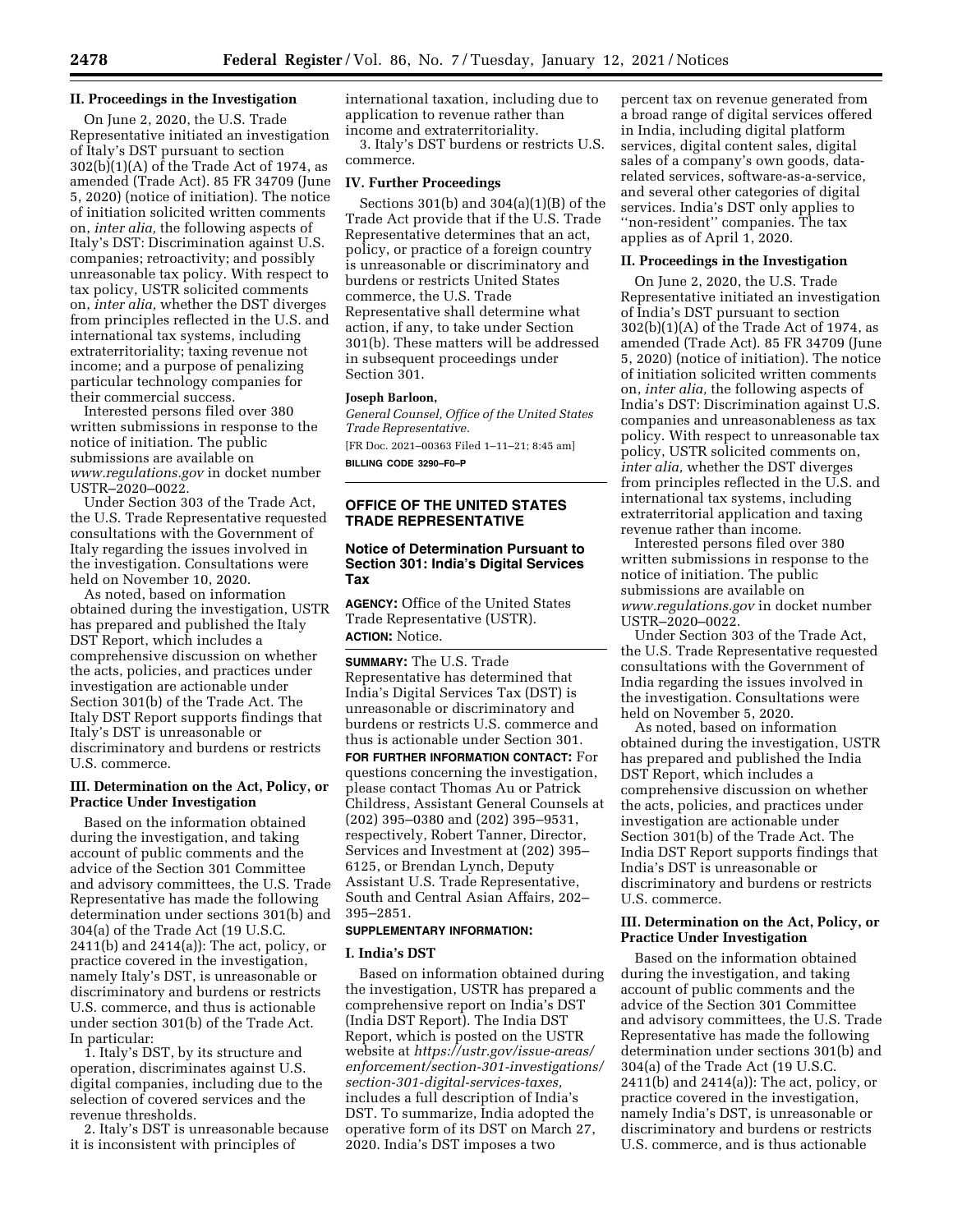## II. Proceedings in the Investigation

On June 2, 2020, the U.S. Trade Representative initiated an investigation of Italy's DST pursuant to section 302(b)(1)(A) of the Trade Act of 1974, as amended (Trade Act). 85 FR 34709 (June 5, 2020) (notice of initiation). The notice of initiation solicited written comments on, *inter alia,* the following aspects of Italy's DST: Discrimination against U.S. companies; retroactivity; and possibly unreasonable tax policy. With respect to tax policy, USTR solicited comments on, *inter alia,* whether the DST diverges from principles reflected in the U.S. and international tax systems, including extraterritoriality; taxing revenue not income; and a purpose of penalizing particular technology companies for their commercial success.

Interested persons filed over 380 written submissions in response to the notice of initiation. The public submissions are available on *www.regulations.gov* in docket number USTR–2020–0022.

Under Section 303 of the Trade Act, the U.S. Trade Representative requested consultations with the Government of Italy regarding the issues involved in the investigation. Consultations were held on November 10, 2020.

As noted, based on information obtained during the investigation, USTR has prepared and published the Italy DST Report, which includes a comprehensive discussion on whether the acts, policies, and practices under investigation are actionable under Section 301(b) of the Trade Act. The Italy DST Report supports findings that Italy's DST is unreasonable or discriminatory and burdens or restricts U.S. commerce.

## III. Determination on the Act, Policy, or Practice Under Investigation

Based on the information obtained during the investigation, and taking account of public comments and the advice of the Section 301 Committee and advisory committees, the U.S. Trade Representative has made the following determination under sections 301(b) and 304(a) of the Trade Act (19 U.S.C. 2411(b) and 2414(a)): The act, policy, or practice covered in the investigation, namely Italy's DST, is unreasonable or discriminatory and burdens or restricts U.S. commerce, and thus is actionable under section 301(b) of the Trade Act. In particular:

1. Italy's DST, by its structure and operation, discriminates against U.S. digital companies, including due to the selection of covered services and the revenue thresholds.

2. Italy's DST is unreasonable because it is inconsistent with principles of international taxation, including due to application to revenue rather than income and extraterritoriality.

3. Italy's DST burdens or restricts U.S. commerce.

## IV. Further Proceedings

Sections 301(b) and 304(a)(1)(B) of the Trade Act provide that if the U.S. Trade Representative determines that an act, policy, or practice of a foreign country is unreasonable or discriminatory and burdens or restricts United States commerce, the U.S. Trade Representative shall determine what action, if any, to take under Section 301(b). These matters will be addressed in subsequent proceedings under Section 301.

**Joseph Barloon,**

*General Counsel, Office of the United States Trade Representative.*

[FR Doc. 2021–00363 Filed 1–11–21; 8:45 am]

**BILLING CODE 3290–F0–P**

---

# OFFICE OF THE UNITED STATES TRADE REPRESENTATIVE

## Notice of Determination Pursuant to Section 301: India's Digital Services Tax

**AGENCY:** Office of the United States Trade Representative (USTR).

**ACTION:** Notice.

**SUMMARY:** The U.S. Trade Representative has determined that India's Digital Services Tax (DST) is unreasonable or discriminatory and burdens or restricts U.S. commerce and thus is actionable under Section 301.

**FOR FURTHER INFORMATION CONTACT:** For questions concerning the investigation, please contact Thomas Au or Patrick Childress, Assistant General Counsels at (202) 395–0380 and (202) 395–9531, respectively, Robert Tanner, Director, Services and Investment at (202) 395–6125, or Brendan Lynch, Deputy Assistant U.S. Trade Representative, South and Central Asian Affairs, 202–395–2851.

**SUPPLEMENTARY INFORMATION:**

## I. India's DST

Based on information obtained during the investigation, USTR has prepared a comprehensive report on India's DST (India DST Report). The India DST Report, which is posted on the USTR website at *https://ustr.gov/issue-areas/enforcement/section-301-investigations/section-301-digital-services-taxes,* includes a full description of India's DST. To summarize, India adopted the operative form of its DST on March 27, 2020. India's DST imposes a two percent tax on revenue generated from a broad range of digital services offered in India, including digital platform services, digital content sales, digital sales of a company's own goods, data-related services, software-as-a-service, and several other categories of digital services. India's DST only applies to ''non-resident'' companies. The tax applies as of April 1, 2020.

## II. Proceedings in the Investigation

On June 2, 2020, the U.S. Trade Representative initiated an investigation of India's DST pursuant to section 302(b)(1)(A) of the Trade Act of 1974, as amended (Trade Act). 85 FR 34709 (June 5, 2020) (notice of initiation). The notice of initiation solicited written comments on, *inter alia,* the following aspects of India's DST: Discrimination against U.S. companies and unreasonableness as tax policy. With respect to unreasonable tax policy, USTR solicited comments on, *inter alia,* whether the DST diverges from principles reflected in the U.S. and international tax systems, including extraterritorial application and taxing revenue rather than income.

Interested persons filed over 380 written submissions in response to the notice of initiation. The public submissions are available on *www.regulations.gov* in docket number USTR–2020–0022.

Under Section 303 of the Trade Act, the U.S. Trade Representative requested consultations with the Government of India regarding the issues involved in the investigation. Consultations were held on November 5, 2020.

As noted, based on information obtained during the investigation, USTR has prepared and published the India DST Report, which includes a comprehensive discussion on whether the acts, policies, and practices under investigation are actionable under Section 301(b) of the Trade Act. The India DST Report supports findings that India's DST is unreasonable or discriminatory and burdens or restricts U.S. commerce.

## III. Determination on the Act, Policy, or Practice Under Investigation

Based on the information obtained during the investigation, and taking account of public comments and the advice of the Section 301 Committee and advisory committees, the U.S. Trade Representative has made the following determination under sections 301(b) and 304(a) of the Trade Act (19 U.S.C. 2411(b) and 2414(a)): The act, policy, or practice covered in the investigation, namely India's DST, is unreasonable or discriminatory and burdens or restricts U.S. commerce, and is thus actionable